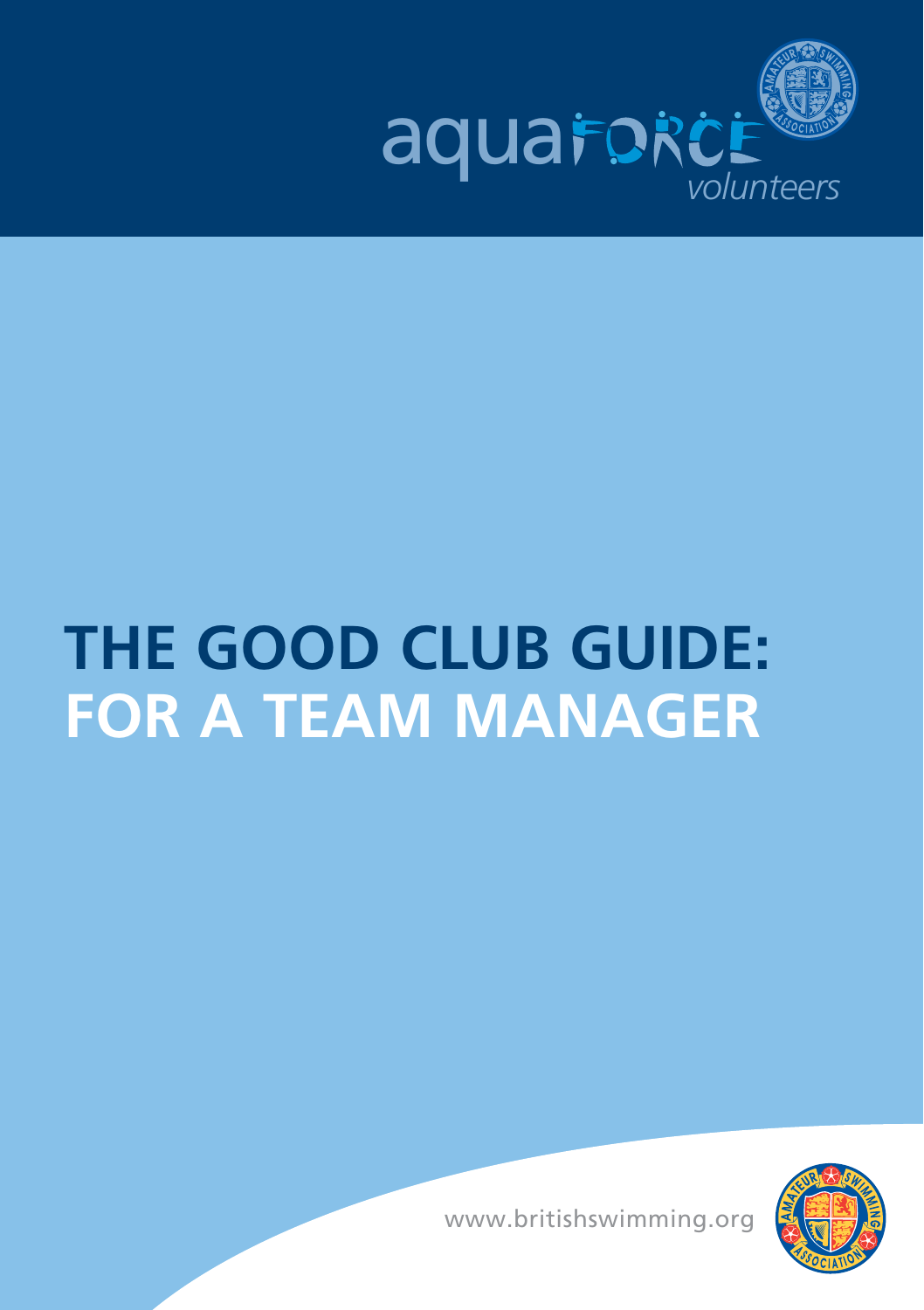aquaFORCE volunteers

# THE GOOD CLUB GUIDE: FOR A TEAM MANAGER

www.britishswimming.org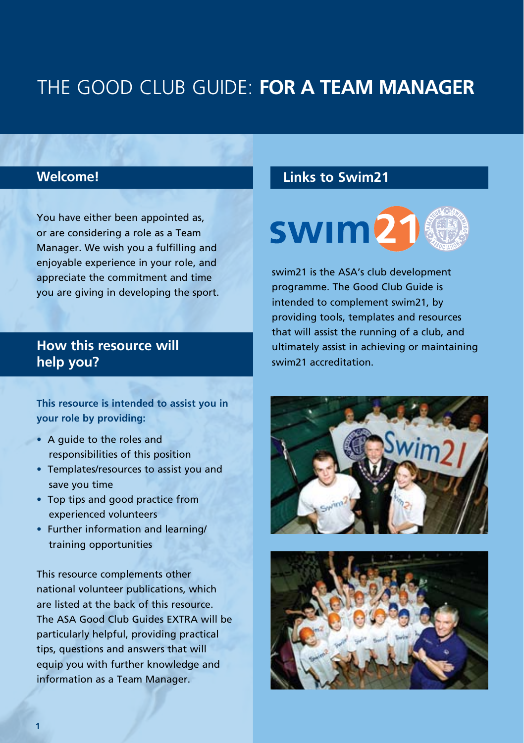# THE GOOD CLUB GUIDE: **FOR A TEAM MANAGER**

## Welcome!

You have either been appointed as, or are considering a role as a Team Manager. We wish you a fulfilling and enjoyable experience in your role, and appreciate the commitment and time you are giving in developing the sport.

## How this resource will help you?

**This resource is intended to assist you in your role by providing:**

- A guide to the roles and responsibilities of this position
- Templates/resources to assist you and save you time
- Top tips and good practice from experienced volunteers
- Further information and learning/ training opportunities

This resource complements other national volunteer publications, which are listed at the back of this resource. The ASA Good Club Guides EXTRA will be particularly helpful, providing practical tips, questions and answers that will equip you with further knowledge and information as a Team Manager.

## Links to Swim21

swim21 is the ASA's club development programme. The Good Club Guide is intended to complement swim21, by providing tools, templates and resources that will assist the running of a club, and ultimately assist in achieving or maintaining swim21 accreditation.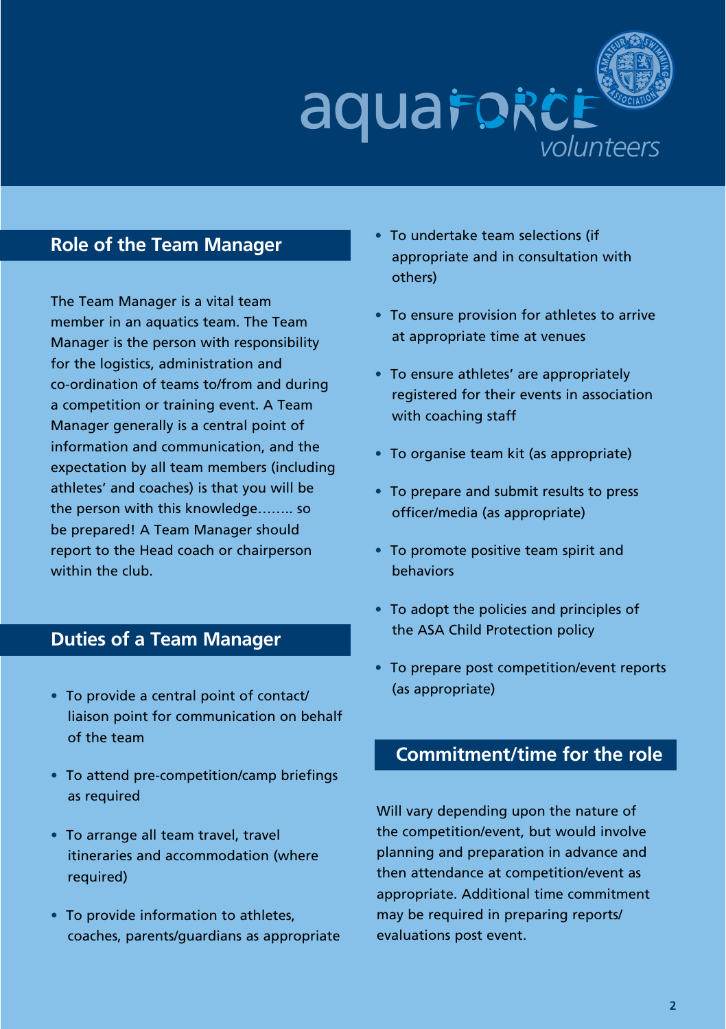aquaFORCE *volunteers*

## Role of the Team Manager

The Team Manager is a vital team member in an aquatics team. The Team Manager is the person with responsibility for the logistics, administration and co-ordination of teams to/from and during a competition or training event. A Team Manager generally is a central point of information and communication, and the expectation by all team members (including athletes' and coaches) is that you will be the person with this knowledge…….. so be prepared! A Team Manager should report to the Head coach or chairperson within the club.

## Duties of a Team Manager

- To provide a central point of contact/ liaison point for communication on behalf of the team
- To attend pre-competition/camp briefings as required
- To arrange all team travel, travel itineraries and accommodation (where required)
- To provide information to athletes, coaches, parents/guardians as appropriate
- To undertake team selections (if appropriate and in consultation with others)
- To ensure provision for athletes to arrive at appropriate time at venues
- To ensure athletes' are appropriately registered for their events in association with coaching staff
- To organise team kit (as appropriate)
- To prepare and submit results to press officer/media (as appropriate)
- To promote positive team spirit and behaviors
- To adopt the policies and principles of the ASA Child Protection policy
- To prepare post competition/event reports (as appropriate)

## Commitment/time for the role

Will vary depending upon the nature of the competition/event, but would involve planning and preparation in advance and then attendance at competition/event as appropriate. Additional time commitment may be required in preparing reports/ evaluations post event.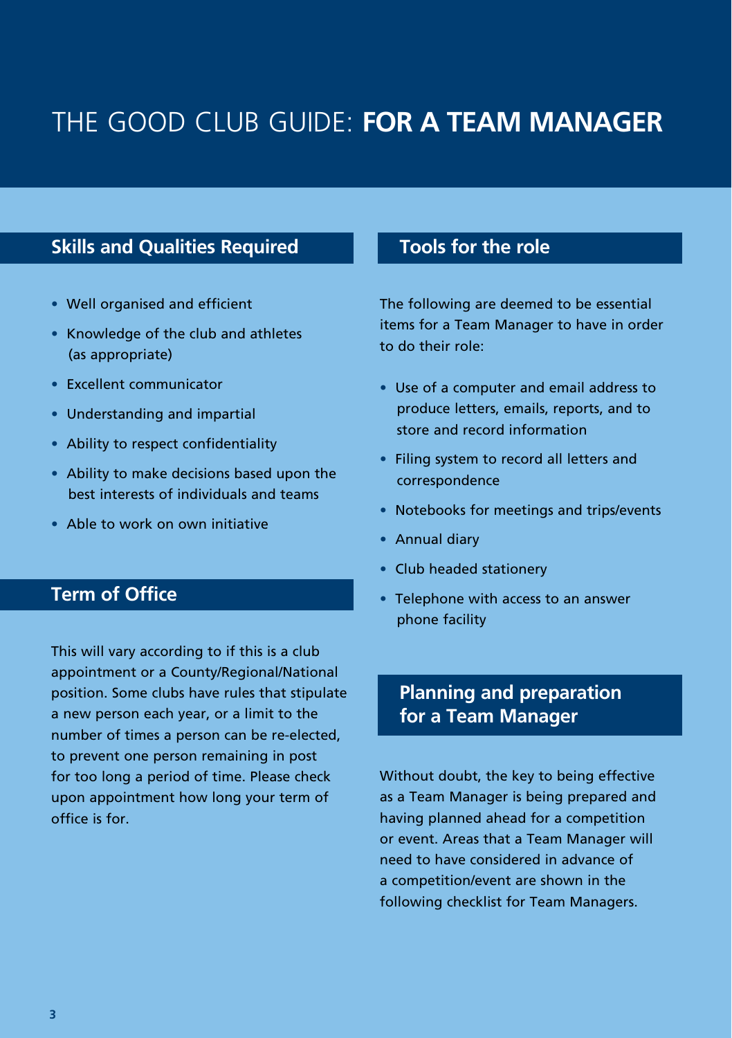# THE GOOD CLUB GUIDE: **FOR A TEAM MANAGER**

## Skills and Qualities Required

- Well organised and efficient
- Knowledge of the club and athletes (as appropriate)
- Excellent communicator
- Understanding and impartial
- Ability to respect confidentiality
- Ability to make decisions based upon the best interests of individuals and teams
- Able to work on own initiative

## Term of Office

This will vary according to if this is a club appointment or a County/Regional/National position. Some clubs have rules that stipulate a new person each year, or a limit to the number of times a person can be re-elected, to prevent one person remaining in post for too long a period of time. Please check upon appointment how long your term of office is for.

## Tools for the role

The following are deemed to be essential items for a Team Manager to have in order to do their role:

- Use of a computer and email address to produce letters, emails, reports, and to store and record information
- Filing system to record all letters and correspondence
- Notebooks for meetings and trips/events
- Annual diary
- Club headed stationery
- Telephone with access to an answer phone facility

## Planning and preparation for a Team Manager

Without doubt, the key to being effective as a Team Manager is being prepared and having planned ahead for a competition or event. Areas that a Team Manager will need to have considered in advance of a competition/event are shown in the following checklist for Team Managers.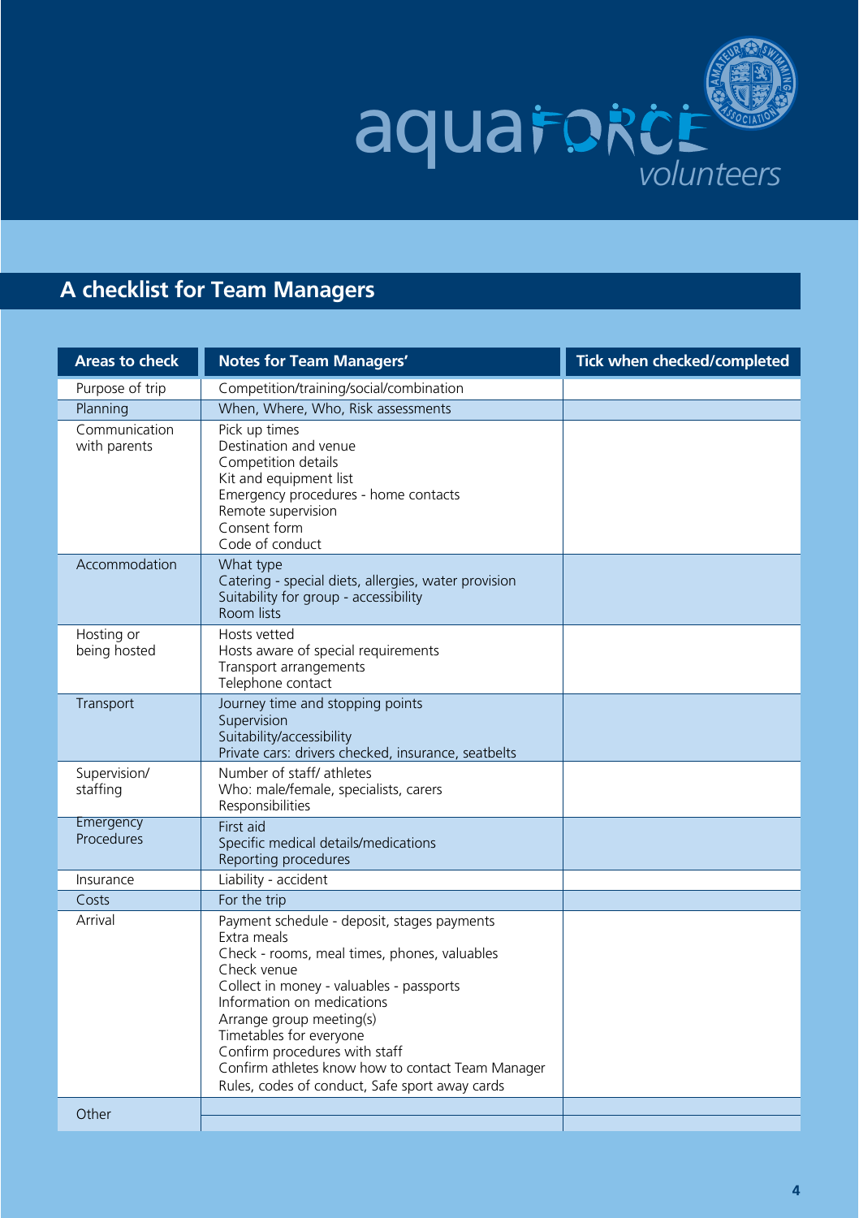## A checklist for Team Managers

| Areas to check | Notes for Team Managers' | Tick when checked/completed |
|---|---|---|
| Purpose of trip | Competition/training/social/combination | |
| Planning | When, Where, Who, Risk assessments | |
| Communication with parents | Pick up times<br>Destination and venue<br>Competition details<br>Kit and equipment list<br>Emergency procedures - home contacts<br>Remote supervision<br>Consent form<br>Code of conduct | |
| Accommodation | What type<br>Catering - special diets, allergies, water provision<br>Suitability for group - accessibility<br>Room lists | |
| Hosting or being hosted | Hosts vetted<br>Hosts aware of special requirements<br>Transport arrangements<br>Telephone contact | |
| Transport | Journey time and stopping points<br>Supervision<br>Suitability/accessibility<br>Private cars: drivers checked, insurance, seatbelts | |
| Supervision/ staffing | Number of staff/ athletes<br>Who: male/female, specialists, carers<br>Responsibilities | |
| Emergency Procedures | First aid<br>Specific medical details/medications<br>Reporting procedures | |
| Insurance | Liability - accident | |
| Costs | For the trip | |
| Arrival | Payment schedule - deposit, stages payments<br>Extra meals<br>Check - rooms, meal times, phones, valuables<br>Check venue<br>Collect in money - valuables - passports<br>Information on medications<br>Arrange group meeting(s)<br>Timetables for everyone<br>Confirm procedures with staff<br>Confirm athletes know how to contact Team Manager<br>Rules, codes of conduct, Safe sport away cards | |
| Other | | |
| | | |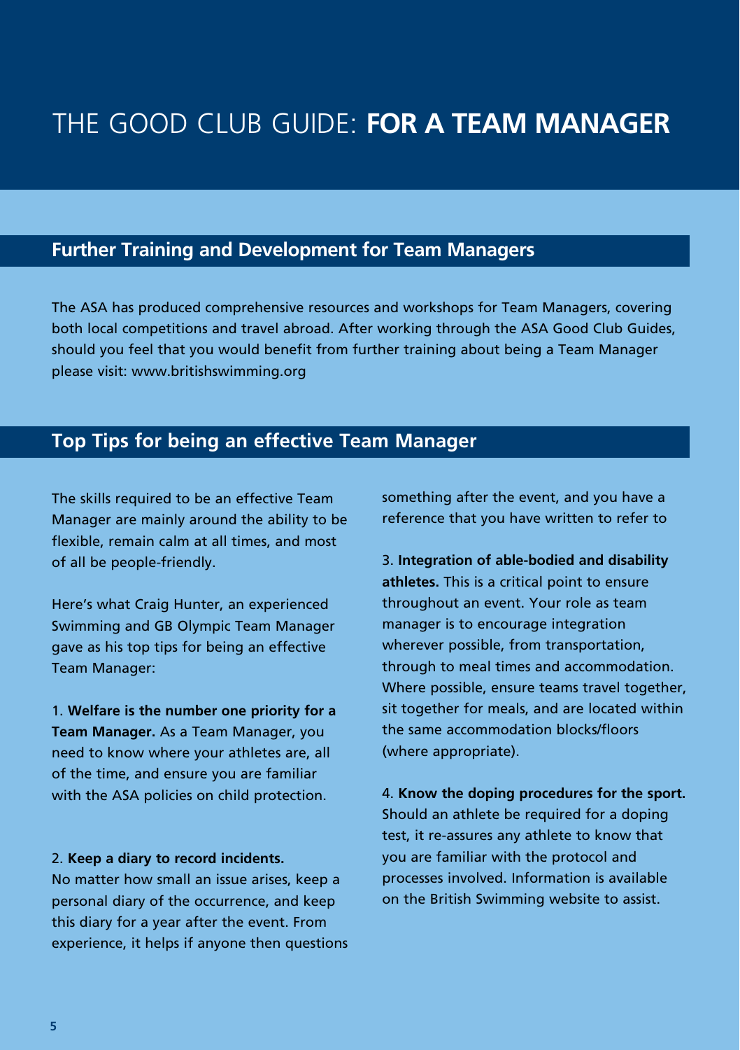# THE GOOD CLUB GUIDE: **FOR A TEAM MANAGER**

## Further Training and Development for Team Managers

The ASA has produced comprehensive resources and workshops for Team Managers, covering both local competitions and travel abroad. After working through the ASA Good Club Guides, should you feel that you would benefit from further training about being a Team Manager please visit: www.britishswimming.org

## Top Tips for being an effective Team Manager

The skills required to be an effective Team Manager are mainly around the ability to be flexible, remain calm at all times, and most of all be people-friendly.

Here's what Craig Hunter, an experienced Swimming and GB Olympic Team Manager gave as his top tips for being an effective Team Manager:

1. **Welfare is the number one priority for a Team Manager.** As a Team Manager, you need to know where your athletes are, all of the time, and ensure you are familiar with the ASA policies on child protection.

2. **Keep a diary to record incidents.** No matter how small an issue arises, keep a personal diary of the occurrence, and keep this diary for a year after the event. From experience, it helps if anyone then questions something after the event, and you have a reference that you have written to refer to

3. **Integration of able-bodied and disability athletes.** This is a critical point to ensure throughout an event. Your role as team manager is to encourage integration wherever possible, from transportation, through to meal times and accommodation. Where possible, ensure teams travel together, sit together for meals, and are located within the same accommodation blocks/floors (where appropriate).

4. **Know the doping procedures for the sport.** Should an athlete be required for a doping test, it re-assures any athlete to know that you are familiar with the protocol and processes involved. Information is available on the British Swimming website to assist.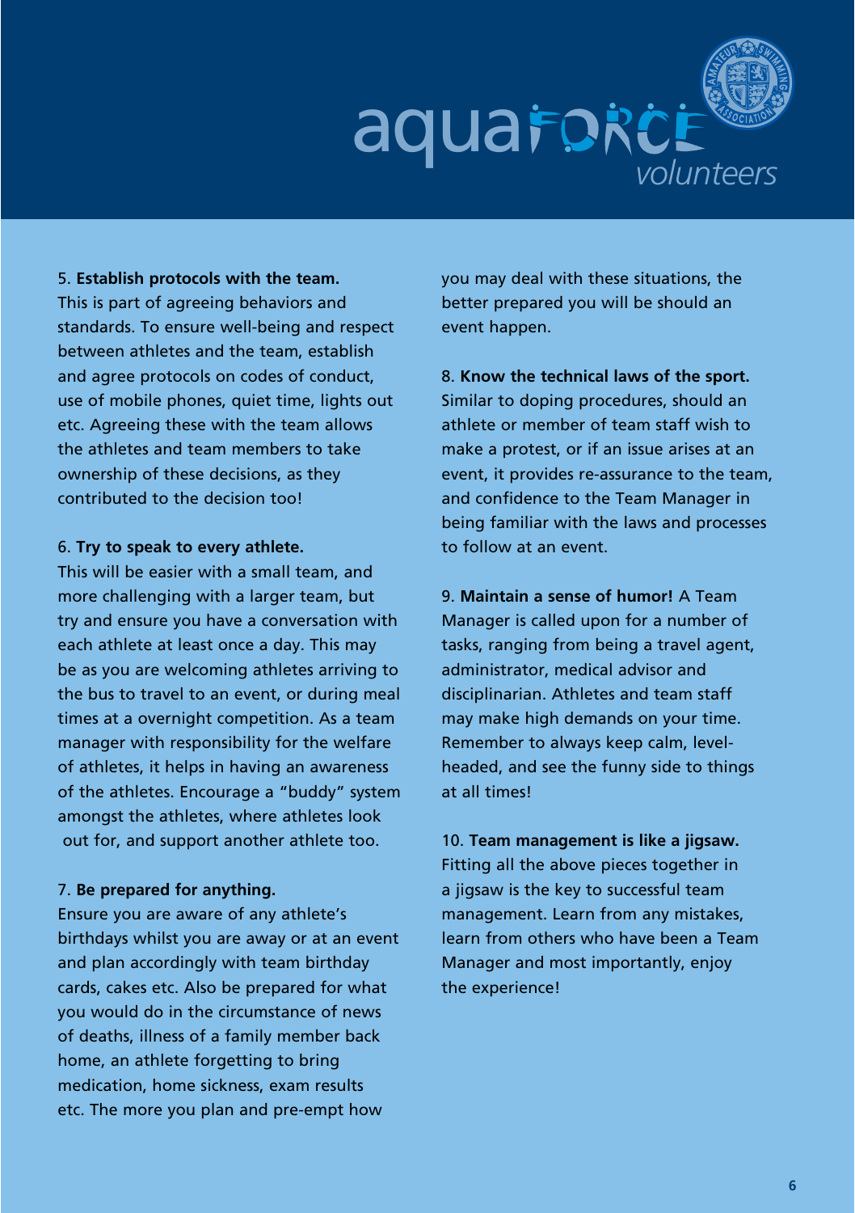5. **Establish protocols with the team.** This is part of agreeing behaviors and standards. To ensure well-being and respect between athletes and the team, establish and agree protocols on codes of conduct, use of mobile phones, quiet time, lights out etc. Agreeing these with the team allows the athletes and team members to take ownership of these decisions, as they contributed to the decision too!

6. **Try to speak to every athlete.** This will be easier with a small team, and more challenging with a larger team, but try and ensure you have a conversation with each athlete at least once a day. This may be as you are welcoming athletes arriving to the bus to travel to an event, or during meal times at a overnight competition. As a team manager with responsibility for the welfare of athletes, it helps in having an awareness of the athletes. Encourage a "buddy" system amongst the athletes, where athletes look out for, and support another athlete too.

7. **Be prepared for anything.** Ensure you are aware of any athlete's birthdays whilst you are away or at an event and plan accordingly with team birthday cards, cakes etc. Also be prepared for what you would do in the circumstance of news of deaths, illness of a family member back home, an athlete forgetting to bring medication, home sickness, exam results etc. The more you plan and pre-empt how you may deal with these situations, the better prepared you will be should an event happen.

8. **Know the technical laws of the sport.** Similar to doping procedures, should an athlete or member of team staff wish to make a protest, or if an issue arises at an event, it provides re-assurance to the team, and confidence to the Team Manager in being familiar with the laws and processes to follow at an event.

9. **Maintain a sense of humor!** A Team Manager is called upon for a number of tasks, ranging from being a travel agent, administrator, medical advisor and disciplinarian. Athletes and team staff may make high demands on your time. Remember to always keep calm, level-headed, and see the funny side to things at all times!

10. **Team management is like a jigsaw.** Fitting all the above pieces together in a jigsaw is the key to successful team management. Learn from any mistakes, learn from others who have been a Team Manager and most importantly, enjoy the experience!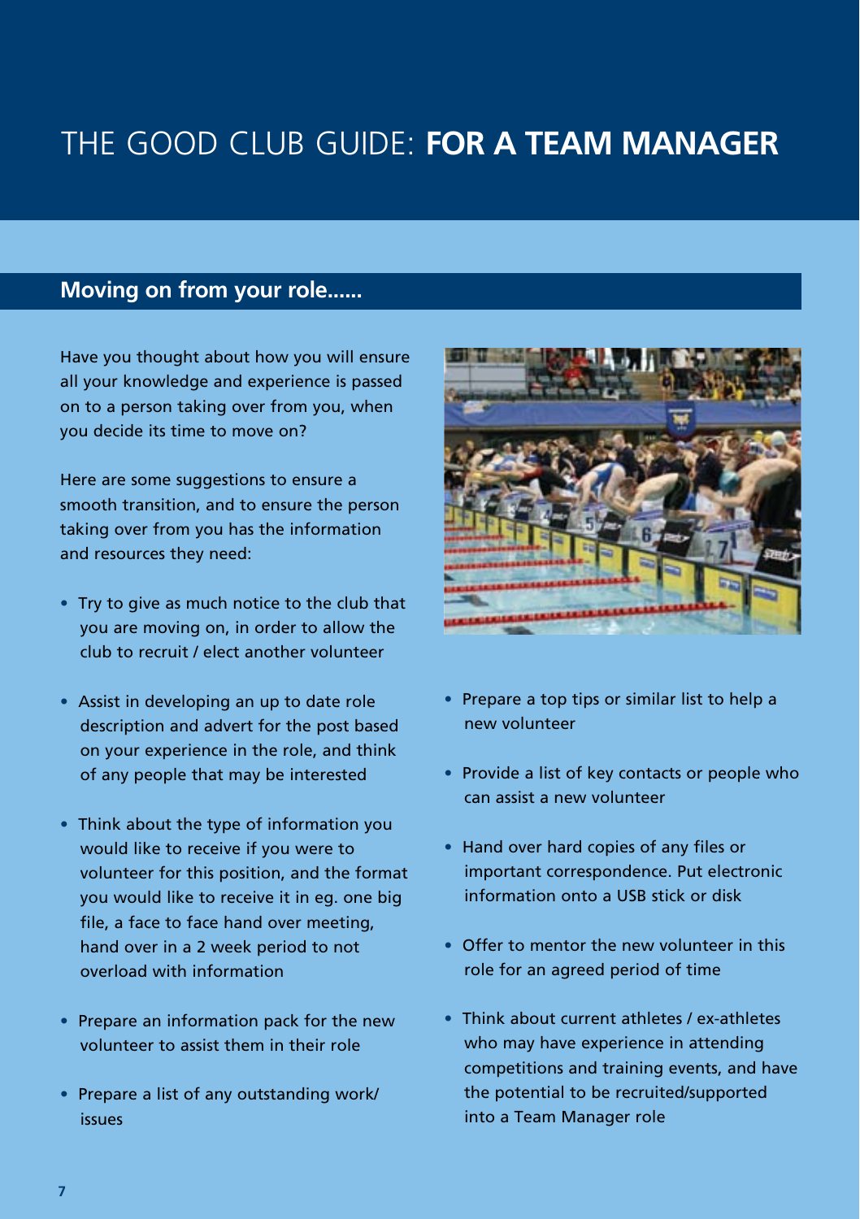# THE GOOD CLUB GUIDE: **FOR A TEAM MANAGER**

## Moving on from your role......

Have you thought about how you will ensure all your knowledge and experience is passed on to a person taking over from you, when you decide its time to move on?

Here are some suggestions to ensure a smooth transition, and to ensure the person taking over from you has the information and resources they need:

- Try to give as much notice to the club that you are moving on, in order to allow the club to recruit / elect another volunteer
- Assist in developing an up to date role description and advert for the post based on your experience in the role, and think of any people that may be interested
- Think about the type of information you would like to receive if you were to volunteer for this position, and the format you would like to receive it in eg. one big file, a face to face hand over meeting, hand over in a 2 week period to not overload with information
- Prepare an information pack for the new volunteer to assist them in their role
- Prepare a list of any outstanding work/ issues
- Prepare a top tips or similar list to help a new volunteer
- Provide a list of key contacts or people who can assist a new volunteer
- Hand over hard copies of any files or important correspondence. Put electronic information onto a USB stick or disk
- Offer to mentor the new volunteer in this role for an agreed period of time
- Think about current athletes / ex-athletes who may have experience in attending competitions and training events, and have the potential to be recruited/supported into a Team Manager role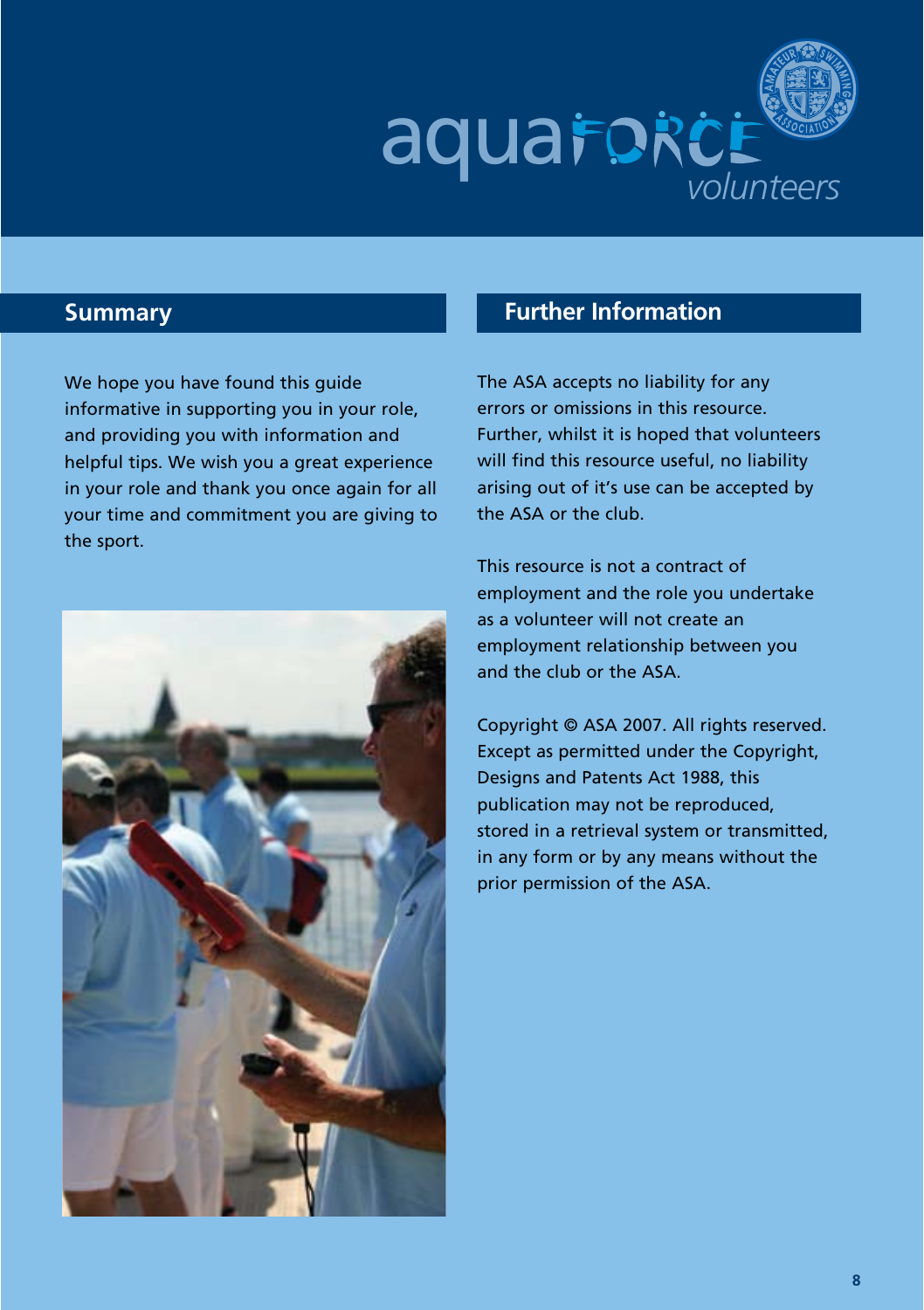## Summary

We hope you have found this guide informative in supporting you in your role, and providing you with information and helpful tips. We wish you a great experience in your role and thank you once again for all your time and commitment you are giving to the sport.

## Further Information

The ASA accepts no liability for any errors or omissions in this resource. Further, whilst it is hoped that volunteers will find this resource useful, no liability arising out of it's use can be accepted by the ASA or the club.

This resource is not a contract of employment and the role you undertake as a volunteer will not create an employment relationship between you and the club or the ASA.

Copyright © ASA 2007. All rights reserved. Except as permitted under the Copyright, Designs and Patents Act 1988, this publication may not be reproduced, stored in a retrieval system or transmitted, in any form or by any means without the prior permission of the ASA.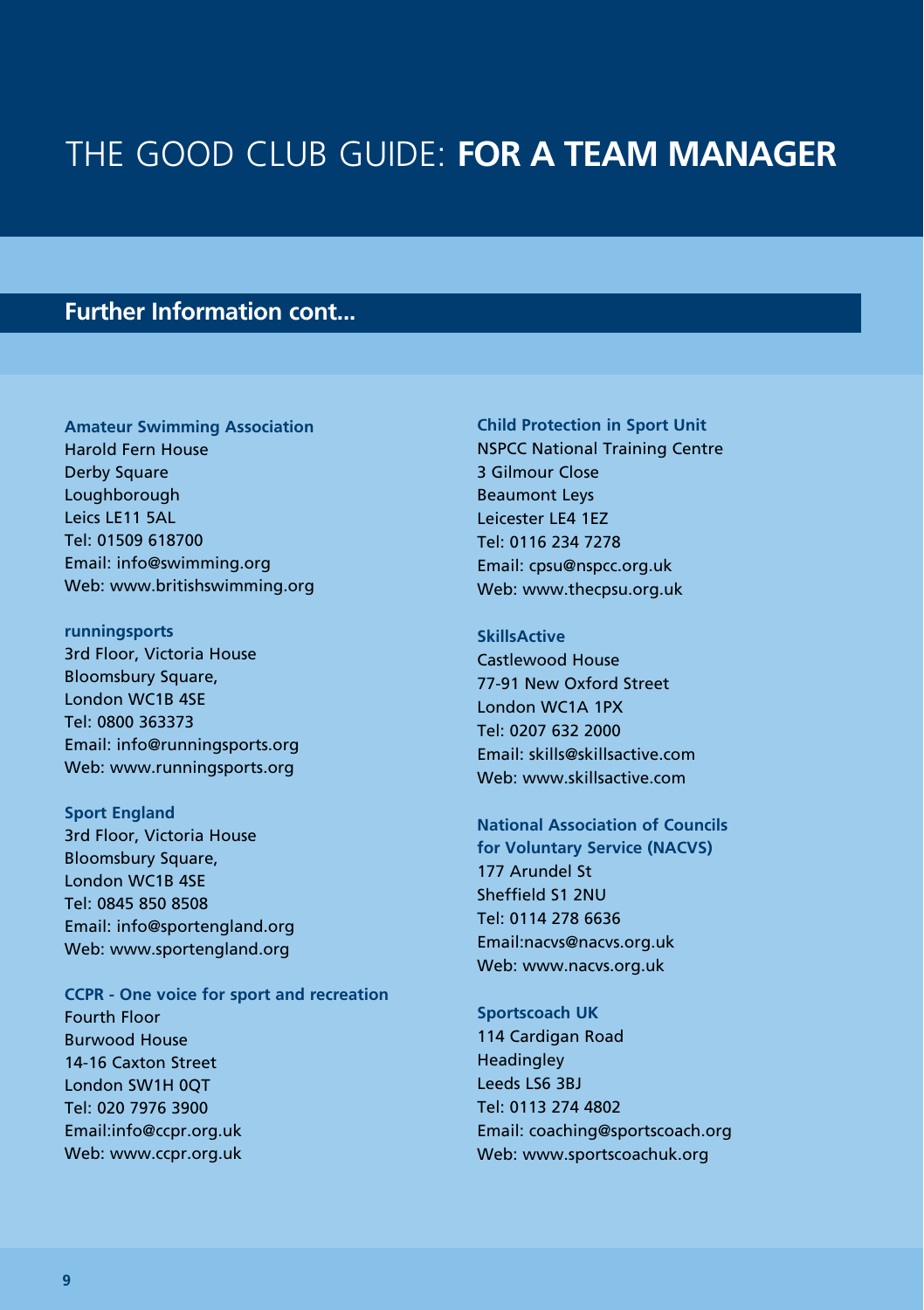# THE GOOD CLUB GUIDE: **FOR A TEAM MANAGER**

## Further Information cont...

**Amateur Swimming Association**
Harold Fern House
Derby Square
Loughborough
Leics LE11 5AL
Tel: 01509 618700
Email: info@swimming.org
Web: www.britishswimming.org

**runningsports**
3rd Floor, Victoria House
Bloomsbury Square,
London WC1B 4SE
Tel: 0800 363373
Email: info@runningsports.org
Web: www.runningsports.org

**Sport England**
3rd Floor, Victoria House
Bloomsbury Square,
London WC1B 4SE
Tel: 0845 850 8508
Email: info@sportengland.org
Web: www.sportengland.org

**CCPR - One voice for sport and recreation**
Fourth Floor
Burwood House
14-16 Caxton Street
London SW1H 0QT
Tel: 020 7976 3900
Email:info@ccpr.org.uk
Web: www.ccpr.org.uk

**Child Protection in Sport Unit**
NSPCC National Training Centre
3 Gilmour Close
Beaumont Leys
Leicester LE4 1EZ
Tel: 0116 234 7278
Email: cpsu@nspcc.org.uk
Web: www.thecpsu.org.uk

**SkillsActive**
Castlewood House
77-91 New Oxford Street
London WC1A 1PX
Tel: 0207 632 2000
Email: skills@skillsactive.com
Web: www.skillsactive.com

**National Association of Councils for Voluntary Service (NACVS)**
177 Arundel St
Sheffield S1 2NU
Tel: 0114 278 6636
Email:nacvs@nacvs.org.uk
Web: www.nacvs.org.uk

**Sportscoach UK**
114 Cardigan Road
Headingley
Leeds LS6 3BJ
Tel: 0113 274 4802
Email: coaching@sportscoach.org
Web: www.sportscoachuk.org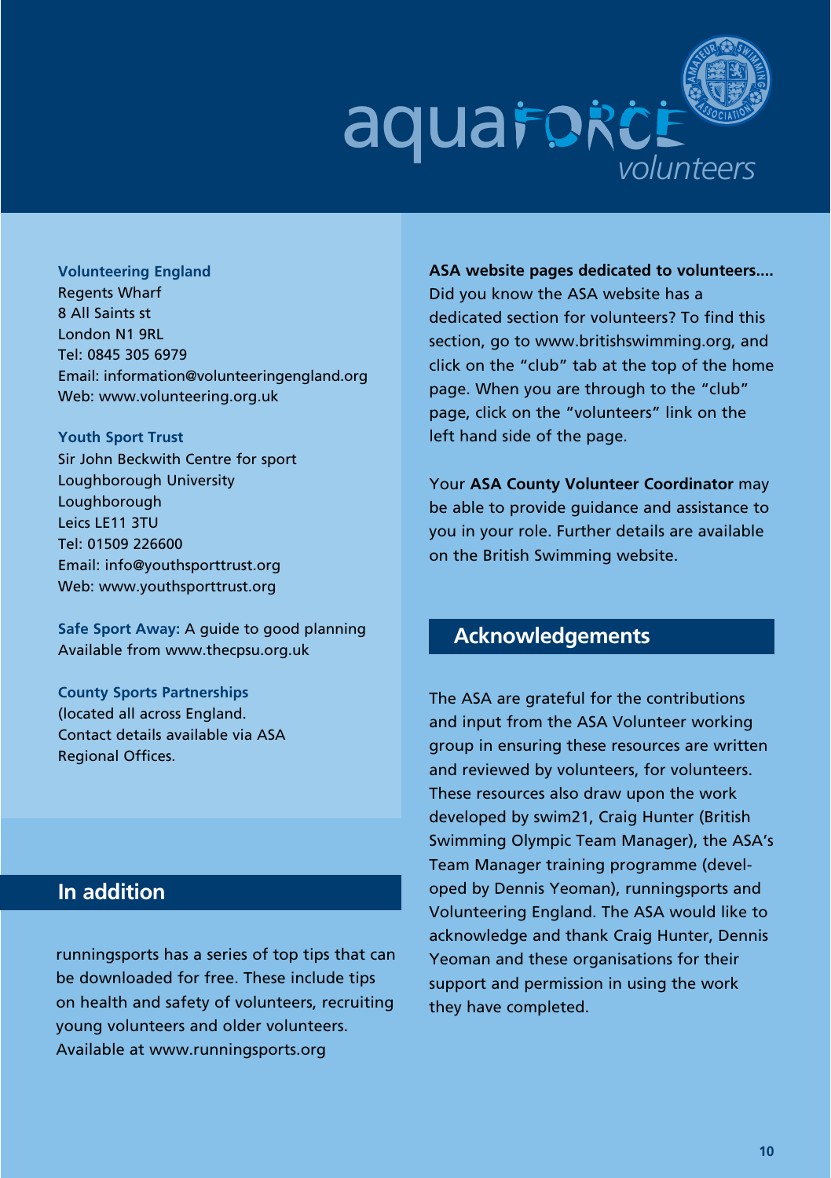**Volunteering England**
Regents Wharf
8 All Saints st
London N1 9RL
Tel: 0845 305 6979
Email: information@volunteeringengland.org
Web: www.volunteering.org.uk

**Youth Sport Trust**
Sir John Beckwith Centre for sport
Loughborough University
Loughborough
Leics LE11 3TU
Tel: 01509 226600
Email: info@youthsporttrust.org
Web: www.youthsporttrust.org

**Safe Sport Away:** A guide to good planning
Available from www.thecpsu.org.uk

**County Sports Partnerships**
(located all across England.
Contact details available via ASA
Regional Offices.

## In addition

runningsports has a series of top tips that can be downloaded for free. These include tips on health and safety of volunteers, recruiting young volunteers and older volunteers. Available at www.runningsports.org

**ASA website pages dedicated to volunteers....**
Did you know the ASA website has a dedicated section for volunteers? To find this section, go to www.britishswimming.org, and click on the "club" tab at the top of the home page. When you are through to the "club" page, click on the "volunteers" link on the left hand side of the page.

Your **ASA County Volunteer Coordinator** may be able to provide guidance and assistance to you in your role. Further details are available on the British Swimming website.

## Acknowledgements

The ASA are grateful for the contributions and input from the ASA Volunteer working group in ensuring these resources are written and reviewed by volunteers, for volunteers. These resources also draw upon the work developed by swim21, Craig Hunter (British Swimming Olympic Team Manager), the ASA's Team Manager training programme (developed by Dennis Yeoman), runningsports and Volunteering England. The ASA would like to acknowledge and thank Craig Hunter, Dennis Yeoman and these organisations for their support and permission in using the work they have completed.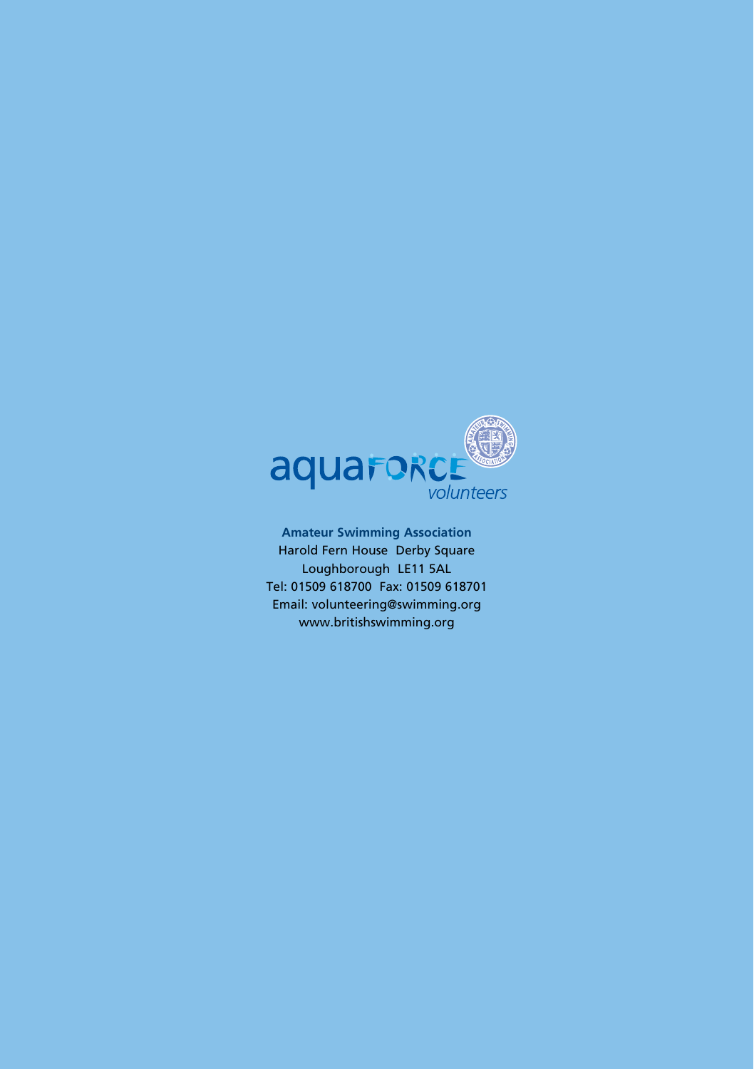aquaFORCE volunteers

**Amateur Swimming Association**
Harold Fern House  Derby Square
Loughborough  LE11 5AL
Tel: 01509 618700  Fax: 01509 618701
Email: volunteering@swimming.org
www.britishswimming.org